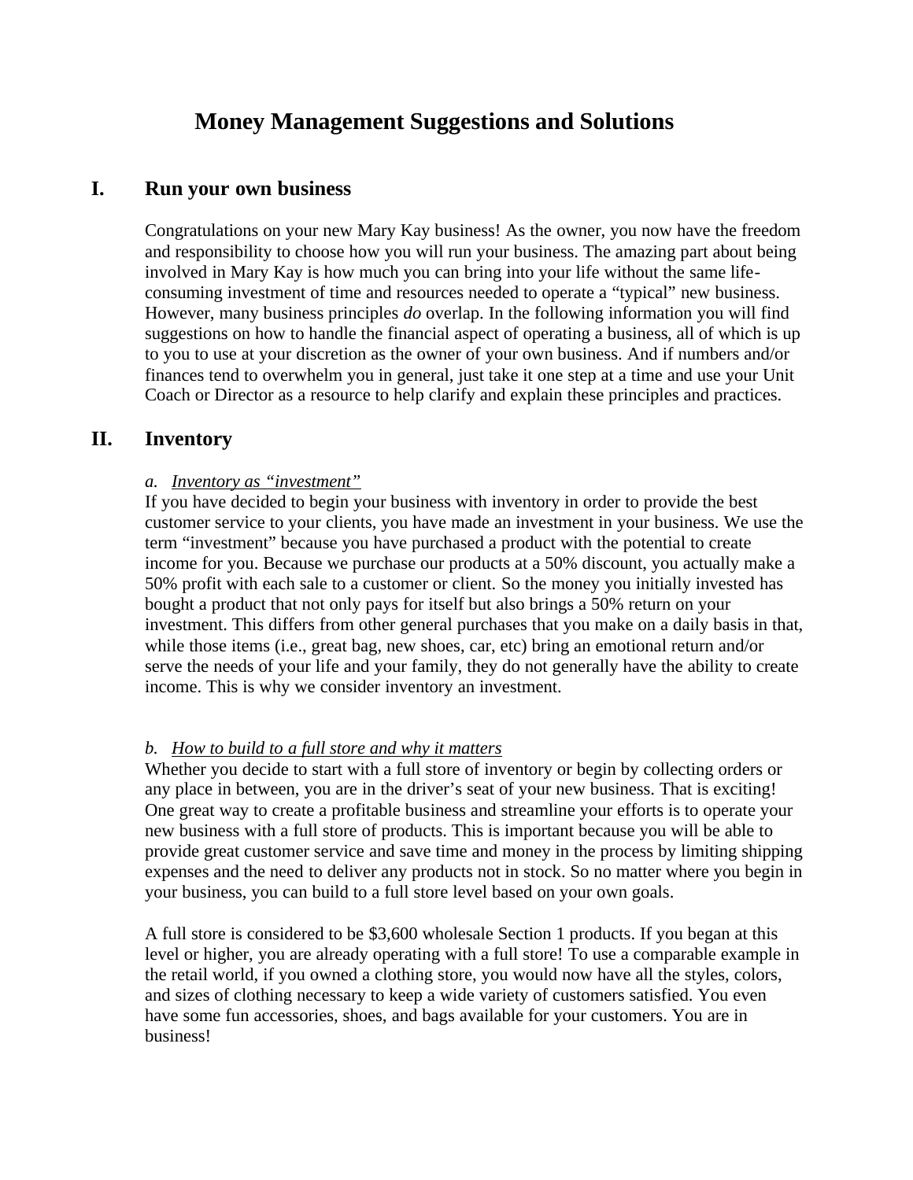# Money Management Suggestions and Solutions

## I. Run your own business

Congratulations on your new Mary Kay business! As the owner, you now have the freedom and responsibility to choose how you will run your business. The amazing part about being involved in Mary Kay is how much you can bring into your life without the same life-consuming investment of time and resources needed to operate a "typical" new business. However, many business principles *do* overlap. In the following information you will find suggestions on how to handle the financial aspect of operating a business, all of which is up to you to use at your discretion as the owner of your own business. And if numbers and/or finances tend to overwhelm you in general, just take it one step at a time and use your Unit Coach or Director as a resource to help clarify and explain these principles and practices.

## II. Inventory

### a. Inventory as "investment"

If you have decided to begin your business with inventory in order to provide the best customer service to your clients, you have made an investment in your business. We use the term "investment" because you have purchased a product with the potential to create income for you. Because we purchase our products at a 50% discount, you actually make a 50% profit with each sale to a customer or client. So the money you initially invested has bought a product that not only pays for itself but also brings a 50% return on your investment. This differs from other general purchases that you make on a daily basis in that, while those items (i.e., great bag, new shoes, car, etc) bring an emotional return and/or serve the needs of your life and your family, they do not generally have the ability to create income. This is why we consider inventory an investment.

### b. How to build to a full store and why it matters

Whether you decide to start with a full store of inventory or begin by collecting orders or any place in between, you are in the driver's seat of your new business. That is exciting! One great way to create a profitable business and streamline your efforts is to operate your new business with a full store of products. This is important because you will be able to provide great customer service and save time and money in the process by limiting shipping expenses and the need to deliver any products not in stock. So no matter where you begin in your business, you can build to a full store level based on your own goals.

A full store is considered to be $3,600 wholesale Section 1 products. If you began at this level or higher, you are already operating with a full store! To use a comparable example in the retail world, if you owned a clothing store, you would now have all the styles, colors, and sizes of clothing necessary to keep a wide variety of customers satisfied. You even have some fun accessories, shoes, and bags available for your customers. You are in business!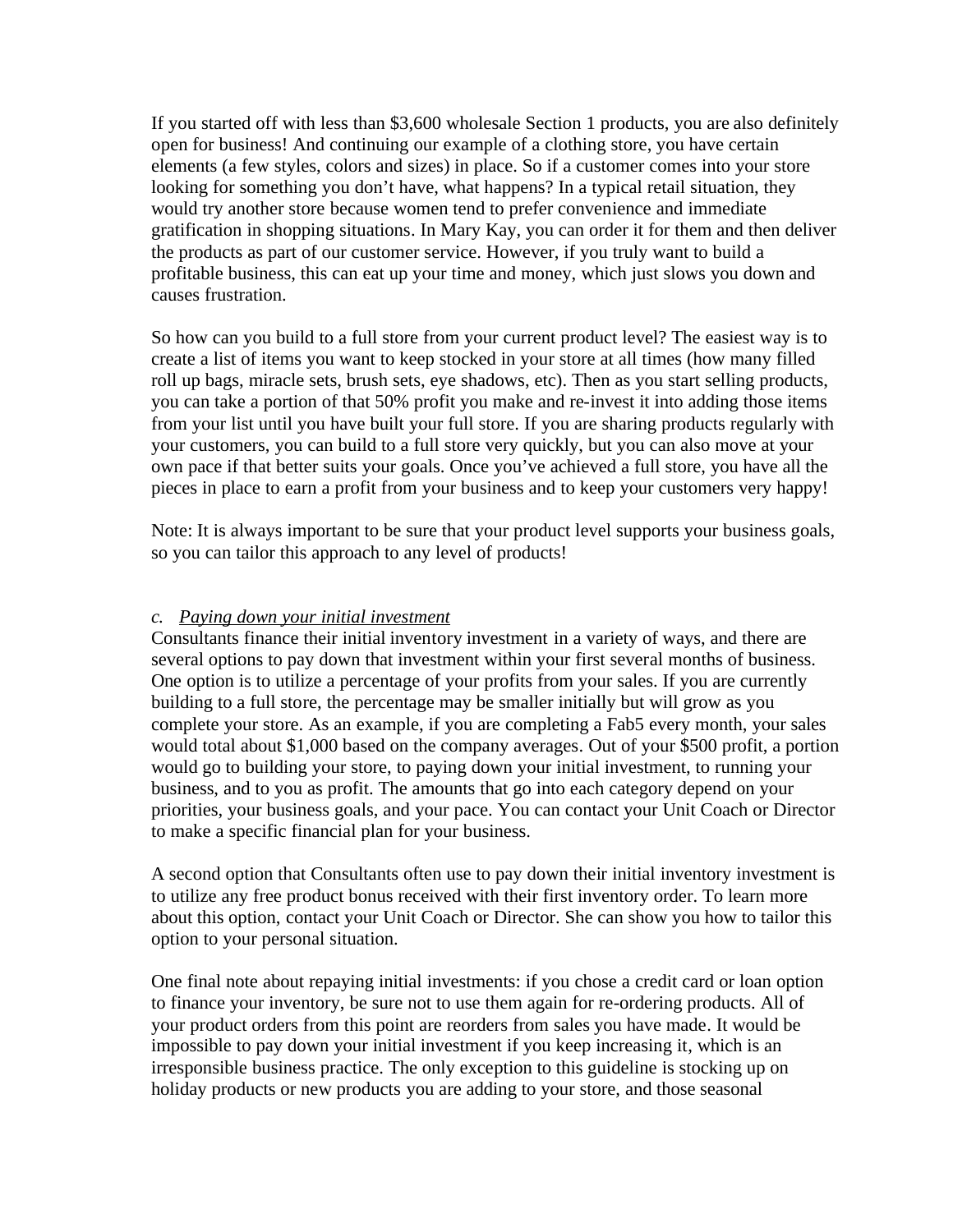If you started off with less than $3,600 wholesale Section 1 products, you are also definitely open for business! And continuing our example of a clothing store, you have certain elements (a few styles, colors and sizes) in place. So if a customer comes into your store looking for something you don't have, what happens? In a typical retail situation, they would try another store because women tend to prefer convenience and immediate gratification in shopping situations. In Mary Kay, you can order it for them and then deliver the products as part of our customer service. However, if you truly want to build a profitable business, this can eat up your time and money, which just slows you down and causes frustration.

So how can you build to a full store from your current product level? The easiest way is to create a list of items you want to keep stocked in your store at all times (how many filled roll up bags, miracle sets, brush sets, eye shadows, etc). Then as you start selling products, you can take a portion of that 50% profit you make and re-invest it into adding those items from your list until you have built your full store. If you are sharing products regularly with your customers, you can build to a full store very quickly, but you can also move at your own pace if that better suits your goals. Once you've achieved a full store, you have all the pieces in place to earn a profit from your business and to keep your customers very happy!

Note: It is always important to be sure that your product level supports your business goals, so you can tailor this approach to any level of products!

*c. <u>Paying down your initial investment</u>*

Consultants finance their initial inventory investment in a variety of ways, and there are several options to pay down that investment within your first several months of business. One option is to utilize a percentage of your profits from your sales. If you are currently building to a full store, the percentage may be smaller initially but will grow as you complete your store. As an example, if you are completing a Fab5 every month, your sales would total about $1,000 based on the company averages. Out of your $500 profit, a portion would go to building your store, to paying down your initial investment, to running your business, and to you as profit. The amounts that go into each category depend on your priorities, your business goals, and your pace. You can contact your Unit Coach or Director to make a specific financial plan for your business.

A second option that Consultants often use to pay down their initial inventory investment is to utilize any free product bonus received with their first inventory order. To learn more about this option, contact your Unit Coach or Director. She can show you how to tailor this option to your personal situation.

One final note about repaying initial investments: if you chose a credit card or loan option to finance your inventory, be sure not to use them again for re-ordering products. All of your product orders from this point are reorders from sales you have made. It would be impossible to pay down your initial investment if you keep increasing it, which is an irresponsible business practice. The only exception to this guideline is stocking up on holiday products or new products you are adding to your store, and those seasonal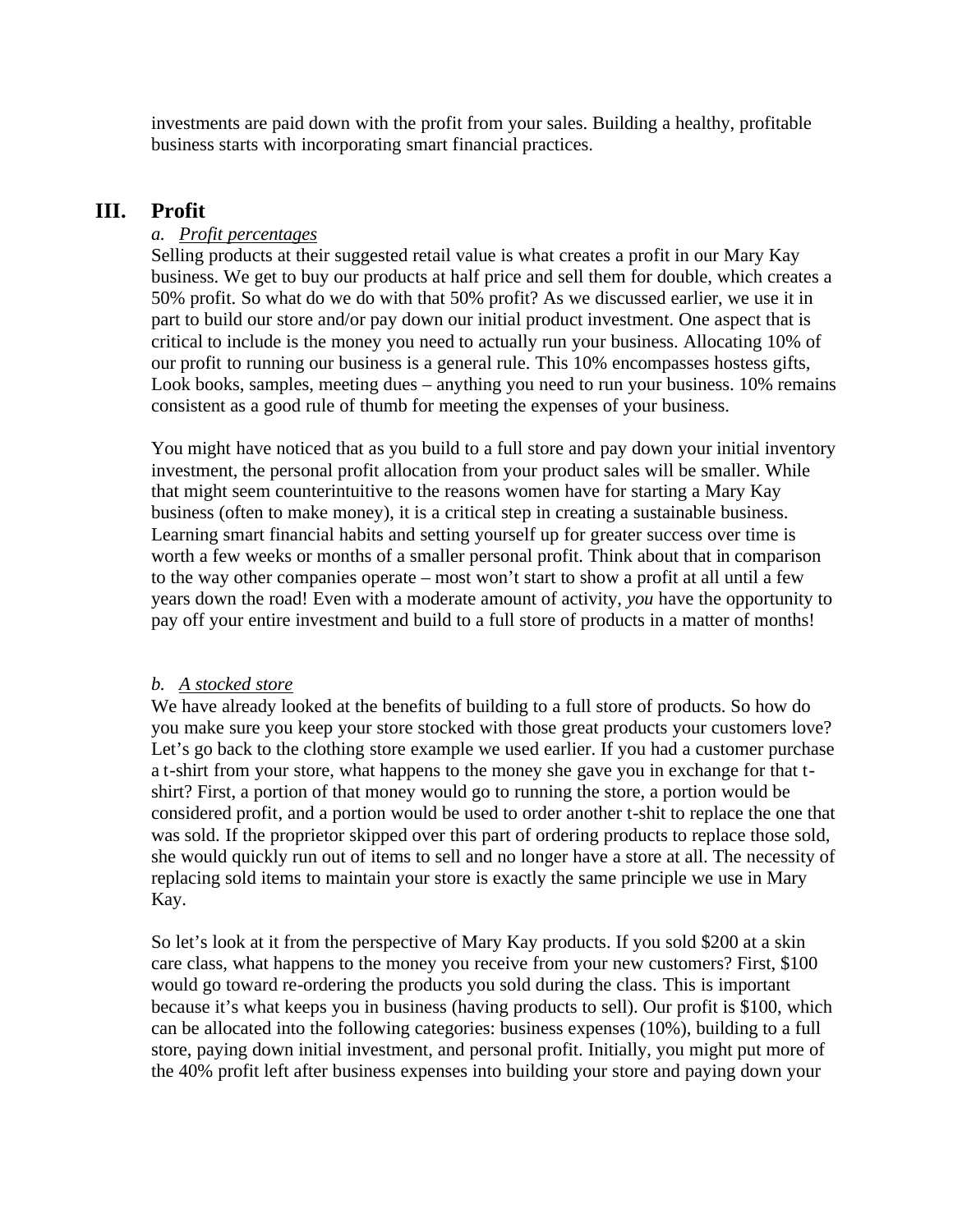investments are paid down with the profit from your sales. Building a healthy, profitable business starts with incorporating smart financial practices.

## III. Profit

### a. Profit percentages

Selling products at their suggested retail value is what creates a profit in our Mary Kay business. We get to buy our products at half price and sell them for double, which creates a 50% profit. So what do we do with that 50% profit? As we discussed earlier, we use it in part to build our store and/or pay down our initial product investment. One aspect that is critical to include is the money you need to actually run your business. Allocating 10% of our profit to running our business is a general rule. This 10% encompasses hostess gifts, Look books, samples, meeting dues – anything you need to run your business. 10% remains consistent as a good rule of thumb for meeting the expenses of your business.

You might have noticed that as you build to a full store and pay down your initial inventory investment, the personal profit allocation from your product sales will be smaller. While that might seem counterintuitive to the reasons women have for starting a Mary Kay business (often to make money), it is a critical step in creating a sustainable business. Learning smart financial habits and setting yourself up for greater success over time is worth a few weeks or months of a smaller personal profit. Think about that in comparison to the way other companies operate – most won't start to show a profit at all until a few years down the road! Even with a moderate amount of activity, *you* have the opportunity to pay off your entire investment and build to a full store of products in a matter of months!

### b. A stocked store

We have already looked at the benefits of building to a full store of products. So how do you make sure you keep your store stocked with those great products your customers love? Let's go back to the clothing store example we used earlier. If you had a customer purchase a t-shirt from your store, what happens to the money she gave you in exchange for that t-shirt? First, a portion of that money would go to running the store, a portion would be considered profit, and a portion would be used to order another t-shit to replace the one that was sold. If the proprietor skipped over this part of ordering products to replace those sold, she would quickly run out of items to sell and no longer have a store at all. The necessity of replacing sold items to maintain your store is exactly the same principle we use in Mary Kay.

So let's look at it from the perspective of Mary Kay products. If you sold $200 at a skin care class, what happens to the money you receive from your new customers? First, $100 would go toward re-ordering the products you sold during the class. This is important because it's what keeps you in business (having products to sell). Our profit is $100, which can be allocated into the following categories: business expenses (10%), building to a full store, paying down initial investment, and personal profit. Initially, you might put more of the 40% profit left after business expenses into building your store and paying down your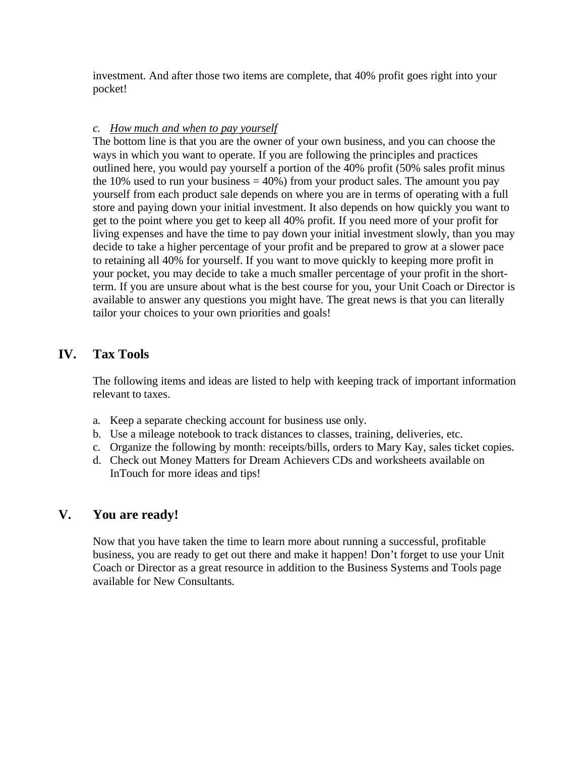investment. And after those two items are complete, that 40% profit goes right into your pocket!

c. *How much and when to pay yourself*

The bottom line is that you are the owner of your own business, and you can choose the ways in which you want to operate. If you are following the principles and practices outlined here, you would pay yourself a portion of the 40% profit (50% sales profit minus the 10% used to run your business = 40%) from your product sales. The amount you pay yourself from each product sale depends on where you are in terms of operating with a full store and paying down your initial investment. It also depends on how quickly you want to get to the point where you get to keep all 40% profit. If you need more of your profit for living expenses and have the time to pay down your initial investment slowly, than you may decide to take a higher percentage of your profit and be prepared to grow at a slower pace to retaining all 40% for yourself. If you want to move quickly to keeping more profit in your pocket, you may decide to take a much smaller percentage of your profit in the short-term. If you are unsure about what is the best course for you, your Unit Coach or Director is available to answer any questions you might have. The great news is that you can literally tailor your choices to your own priorities and goals!

## IV. Tax Tools

The following items and ideas are listed to help with keeping track of important information relevant to taxes.

a. Keep a separate checking account for business use only.
b. Use a mileage notebook to track distances to classes, training, deliveries, etc.
c. Organize the following by month: receipts/bills, orders to Mary Kay, sales ticket copies.
d. Check out Money Matters for Dream Achievers CDs and worksheets available on InTouch for more ideas and tips!

## V. You are ready!

Now that you have taken the time to learn more about running a successful, profitable business, you are ready to get out there and make it happen! Don't forget to use your Unit Coach or Director as a great resource in addition to the Business Systems and Tools page available for New Consultants.